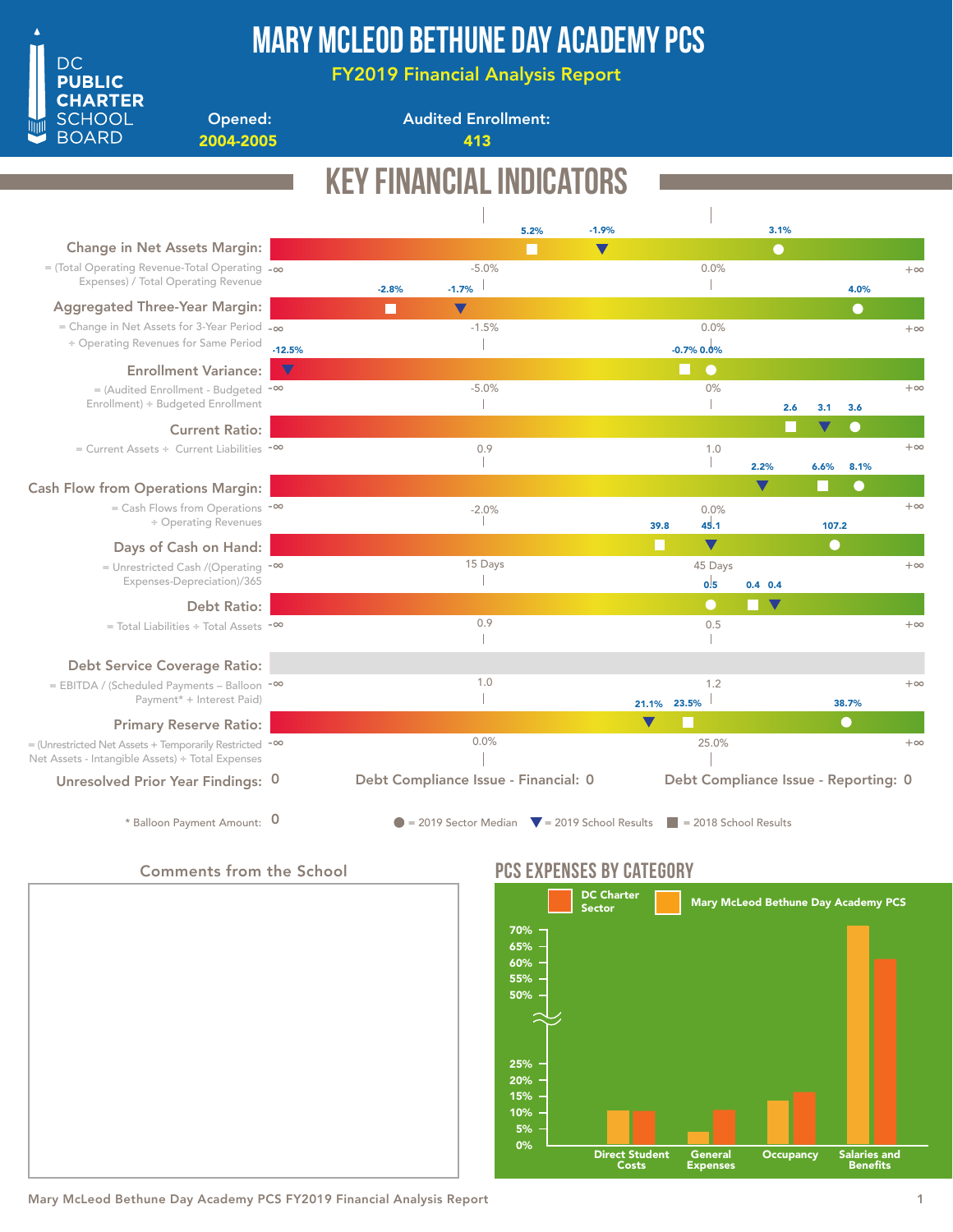# MARY MCLEOD BETHUNE DAY ACADEMY PCS

**FY2019 Financial Analysis Report**

DC PUBLIC CHARTER SCHOOL BOARD

**Opened:** 2004-2005

**Audited Enrollment:** 413

## KEY FINANCIAL INDICATORS

| Indicator | Formula | Scale | 2018 School Results | 2019 School Results | 2019 Sector Median |
|---|---|---|---|---|---|
| Change in Net Assets Margin | = (Total Operating Revenue-Total Operating Expenses) / Total Operating Revenue | -∞, -5.0%, 0.0%, +∞ | 5.2% | -1.9% | 3.1% |
| Aggregated Three-Year Margin | = Change in Net Assets for 3-Year Period ÷ Operating Revenues for Same Period | -∞, -1.5%, 0.0%, +∞ | -2.8% | -1.7% | 4.0% |
| Enrollment Variance | = (Audited Enrollment - Budgeted Enrollment) ÷ Budgeted Enrollment | -∞, -5.0%, 0%, +∞ | -0.7% | -12.5% | 0.0% |
| Current Ratio | = Current Assets ÷ Current Liabilities | -∞, 0.9, 1.0, +∞ | 2.6 | 3.1 | 3.6 |
| Cash Flow from Operations Margin | = Cash Flows from Operations ÷ Operating Revenues | -∞, -2.0%, 0.0%, +∞ | 6.6% | 2.2% | 8.1% |
| Days of Cash on Hand | = Unrestricted Cash /(Operating Expenses-Depreciation)/365 | -∞, 15 Days, 45 Days, +∞ | 39.8 | 45.1 | 107.2 |
| Debt Ratio | = Total Liabilities ÷ Total Assets | -∞, 0.9, 0.5, +∞ | 0.4 | 0.4 | 0.5 |
| Debt Service Coverage Ratio | = EBITDA / (Scheduled Payments – Balloon Payment* + Interest Paid) | -∞, 1.0, 1.2, +∞ | | | |
| Primary Reserve Ratio | = (Unrestricted Net Assets + Temporarily Restricted Net Assets - Intangible Assets) ÷ Total Expenses | -∞, 0.0%, 25.0%, +∞ | 23.5% | 21.1% | 38.7% |

**Unresolved Prior Year Findings:** 0

**Debt Compliance Issue - Financial:** 0

**Debt Compliance Issue - Reporting:** 0

\* Balloon Payment Amount: 0

● = 2019 Sector Median ▼ = 2019 School Results ■ = 2018 School Results

### Comments from the School

## PCS EXPENSES BY CATEGORY

Legend: DC Charter Sector; Mary McLeod Bethune Day Academy PCS

| Category | Mary McLeod Bethune Day Academy PCS | DC Charter Sector |
|---|---|---|
| Direct Student Costs | ~10% | ~10% |
| General Expenses | ~4% | ~11% |
| Occupancy | ~14% | ~16% |
| Salaries and Benefits | ~71% | ~61% |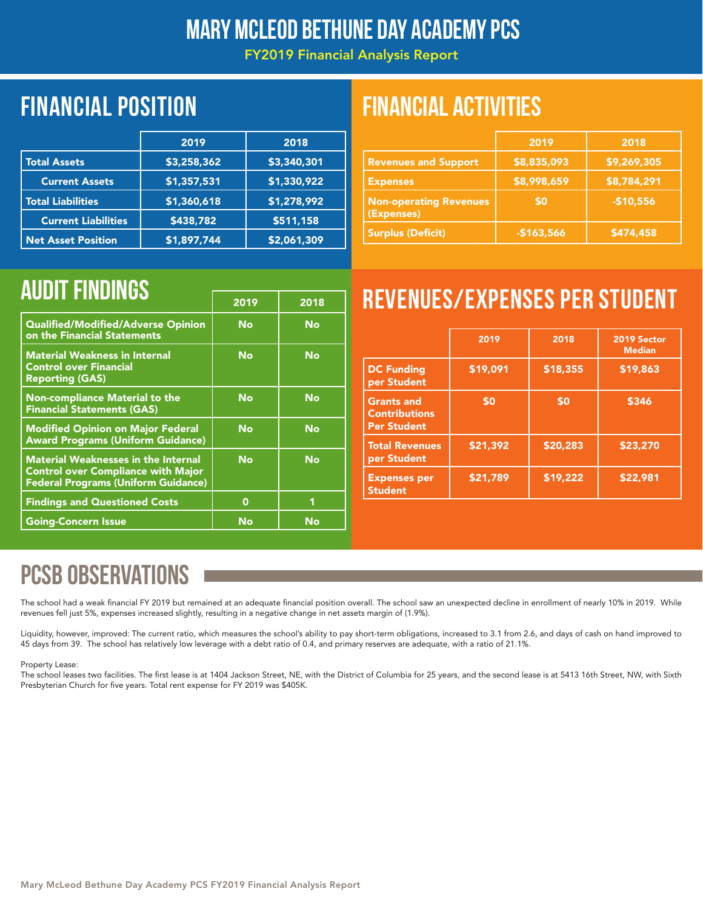# MARY MCLEOD BETHUNE DAY ACADEMY PCS

FY2019 Financial Analysis Report

## FINANCIAL POSITION

| | 2019 | 2018 |
|---|---|---|
| Total Assets | $3,258,362 | $3,340,301 |
| Current Assets | $1,357,531 | $1,330,922 |
| Total Liabilities | $1,360,618 | $1,278,992 |
| Current Liabilities | $438,782 | $511,158 |
| Net Asset Position | $1,897,744 | $2,061,309 |

## FINANCIAL ACTIVITIES

| | 2019 | 2018 |
|---|---|---|
| Revenues and Support | $8,835,093 | $9,269,305 |
| Expenses | $8,998,659 | $8,784,291 |
| Non-operating Revenues (Expenses) | $0 | -$10,556 |
| Surplus (Deficit) | -$163,566 | $474,458 |

## AUDIT FINDINGS

| | 2019 | 2018 |
|---|---|---|
| Qualified/Modified/Adverse Opinion on the Financial Statements | No | No |
| Material Weakness in Internal Control over Financial Reporting (GAS) | No | No |
| Non-compliance Material to the Financial Statements (GAS) | No | No |
| Modified Opinion on Major Federal Award Programs (Uniform Guidance) | No | No |
| Material Weaknesses in the Internal Control over Compliance with Major Federal Programs (Uniform Guidance) | No | No |
| Findings and Questioned Costs | 0 | 1 |
| Going-Concern Issue | No | No |

## REVENUES/EXPENSES PER STUDENT

| | 2019 | 2018 | 2019 Sector Median |
|---|---|---|---|
| DC Funding per Student | $19,091 | $18,355 | $19,863 |
| Grants and Contributions Per Student | $0 | $0 | $346 |
| Total Revenues per Student | $21,392 | $20,283 | $23,270 |
| Expenses per Student | $21,789 | $19,222 | $22,981 |

## PCSB OBSERVATIONS

The school had a weak financial FY 2019 but remained at an adequate financial position overall. The school saw an unexpected decline in enrollment of nearly 10% in 2019. While revenues fell just 5%, expenses increased slightly, resulting in a negative change in net assets margin of (1.9%).

Liquidity, however, improved: The current ratio, which measures the school's ability to pay short-term obligations, increased to 3.1 from 2.6, and days of cash on hand improved to 45 days from 39. The school has relatively low leverage with a debt ratio of 0.4, and primary reserves are adequate, with a ratio of 21.1%.

Property Lease:

The school leases two facilities. The first lease is at 1404 Jackson Street, NE, with the District of Columbia for 25 years, and the second lease is at 5413 16th Street, NW, with Sixth Presbyterian Church for five years. Total rent expense for FY 2019 was $405K.